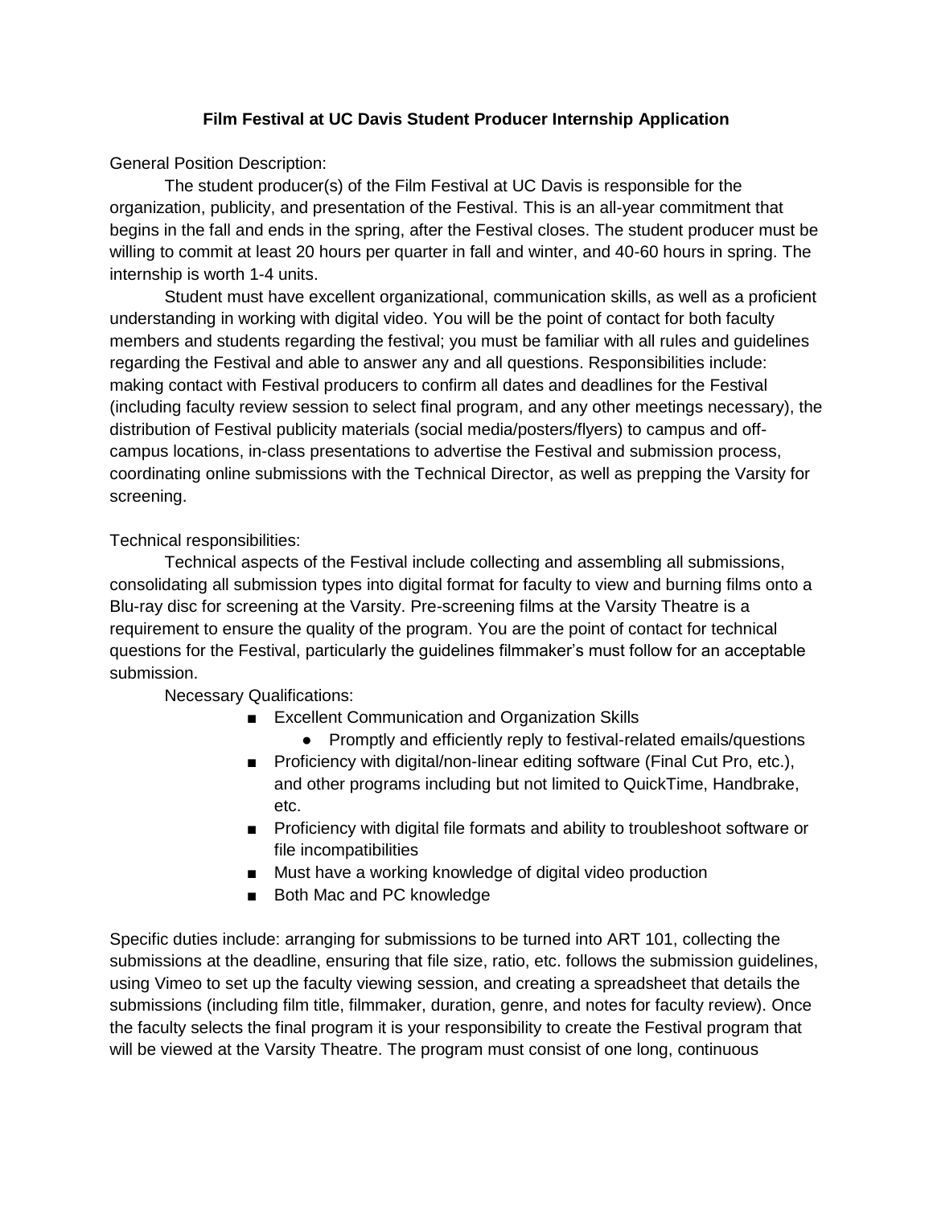**Film Festival at UC Davis Student Producer Internship Application**

General Position Description:

The student producer(s) of the Film Festival at UC Davis is responsible for the organization, publicity, and presentation of the Festival. This is an all-year commitment that begins in the fall and ends in the spring, after the Festival closes. The student producer must be willing to commit at least 20 hours per quarter in fall and winter, and 40-60 hours in spring. The internship is worth 1-4 units.

Student must have excellent organizational, communication skills, as well as a proficient understanding in working with digital video. You will be the point of contact for both faculty members and students regarding the festival; you must be familiar with all rules and guidelines regarding the Festival and able to answer any and all questions. Responsibilities include: making contact with Festival producers to confirm all dates and deadlines for the Festival (including faculty review session to select final program, and any other meetings necessary), the distribution of Festival publicity materials (social media/posters/flyers) to campus and off-campus locations, in-class presentations to advertise the Festival and submission process, coordinating online submissions with the Technical Director, as well as prepping the Varsity for screening.

Technical responsibilities:

Technical aspects of the Festival include collecting and assembling all submissions, consolidating all submission types into digital format for faculty to view and burning films onto a Blu-ray disc for screening at the Varsity. Pre-screening films at the Varsity Theatre is a requirement to ensure the quality of the program. You are the point of contact for technical questions for the Festival, particularly the guidelines filmmaker's must follow for an acceptable submission.

Necessary Qualifications:

- Excellent Communication and Organization Skills
  - Promptly and efficiently reply to festival-related emails/questions
- Proficiency with digital/non-linear editing software (Final Cut Pro, etc.), and other programs including but not limited to QuickTime, Handbrake, etc.
- Proficiency with digital file formats and ability to troubleshoot software or file incompatibilities
- Must have a working knowledge of digital video production
- Both Mac and PC knowledge

Specific duties include: arranging for submissions to be turned into ART 101, collecting the submissions at the deadline, ensuring that file size, ratio, etc. follows the submission guidelines, using Vimeo to set up the faculty viewing session, and creating a spreadsheet that details the submissions (including film title, filmmaker, duration, genre, and notes for faculty review). Once the faculty selects the final program it is your responsibility to create the Festival program that will be viewed at the Varsity Theatre. The program must consist of one long, continuous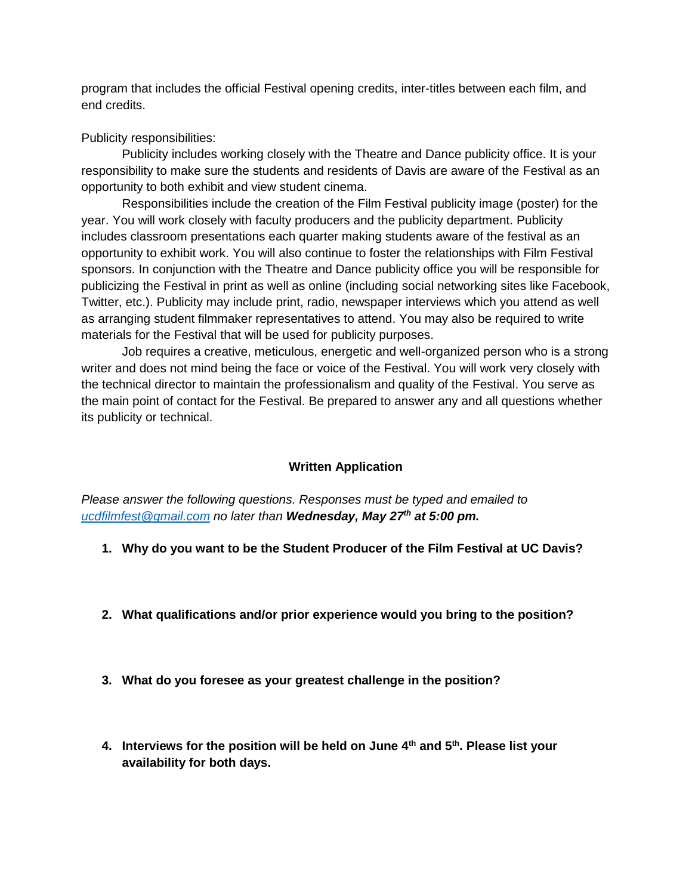program that includes the official Festival opening credits, inter-titles between each film, and end credits.

Publicity responsibilities:

Publicity includes working closely with the Theatre and Dance publicity office. It is your responsibility to make sure the students and residents of Davis are aware of the Festival as an opportunity to both exhibit and view student cinema.

Responsibilities include the creation of the Film Festival publicity image (poster) for the year. You will work closely with faculty producers and the publicity department. Publicity includes classroom presentations each quarter making students aware of the festival as an opportunity to exhibit work. You will also continue to foster the relationships with Film Festival sponsors. In conjunction with the Theatre and Dance publicity office you will be responsible for publicizing the Festival in print as well as online (including social networking sites like Facebook, Twitter, etc.). Publicity may include print, radio, newspaper interviews which you attend as well as arranging student filmmaker representatives to attend. You may also be required to write materials for the Festival that will be used for publicity purposes.

Job requires a creative, meticulous, energetic and well-organized person who is a strong writer and does not mind being the face or voice of the Festival. You will work very closely with the technical director to maintain the professionalism and quality of the Festival. You serve as the main point of contact for the Festival. Be prepared to answer any and all questions whether its publicity or technical.

**Written Application**

*Please answer the following questions. Responses must be typed and emailed to [ucdfilmfest@gmail.com](mailto:ucdfilmfest@gmail.com) no later than* ***Wednesday, May 27th at 5:00 pm.***

1. **Why do you want to be the Student Producer of the Film Festival at UC Davis?**

2. **What qualifications and/or prior experience would you bring to the position?**

3. **What do you foresee as your greatest challenge in the position?**

4. **Interviews for the position will be held on June 4th and 5th. Please list your availability for both days.**